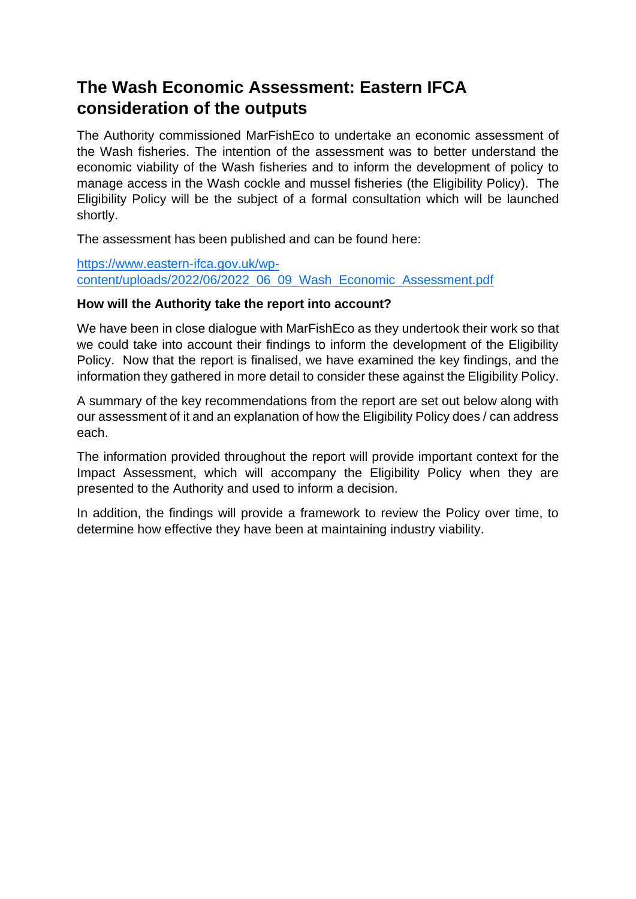# The Wash Economic Assessment: Eastern IFCA consideration of the outputs

The Authority commissioned MarFishEco to undertake an economic assessment of the Wash fisheries. The intention of the assessment was to better understand the economic viability of the Wash fisheries and to inform the development of policy to manage access in the Wash cockle and mussel fisheries (the Eligibility Policy). The Eligibility Policy will be the subject of a formal consultation which will be launched shortly.

The assessment has been published and can be found here:

[https://www.eastern-ifca.gov.uk/wp-content/uploads/2022/06/2022_06_09_Wash_Economic_Assessment.pdf](https://www.eastern-ifca.gov.uk/wp-content/uploads/2022/06/2022_06_09_Wash_Economic_Assessment.pdf)

**How will the Authority take the report into account?**

We have been in close dialogue with MarFishEco as they undertook their work so that we could take into account their findings to inform the development of the Eligibility Policy. Now that the report is finalised, we have examined the key findings, and the information they gathered in more detail to consider these against the Eligibility Policy.

A summary of the key recommendations from the report are set out below along with our assessment of it and an explanation of how the Eligibility Policy does / can address each.

The information provided throughout the report will provide important context for the Impact Assessment, which will accompany the Eligibility Policy when they are presented to the Authority and used to inform a decision.

In addition, the findings will provide a framework to review the Policy over time, to determine how effective they have been at maintaining industry viability.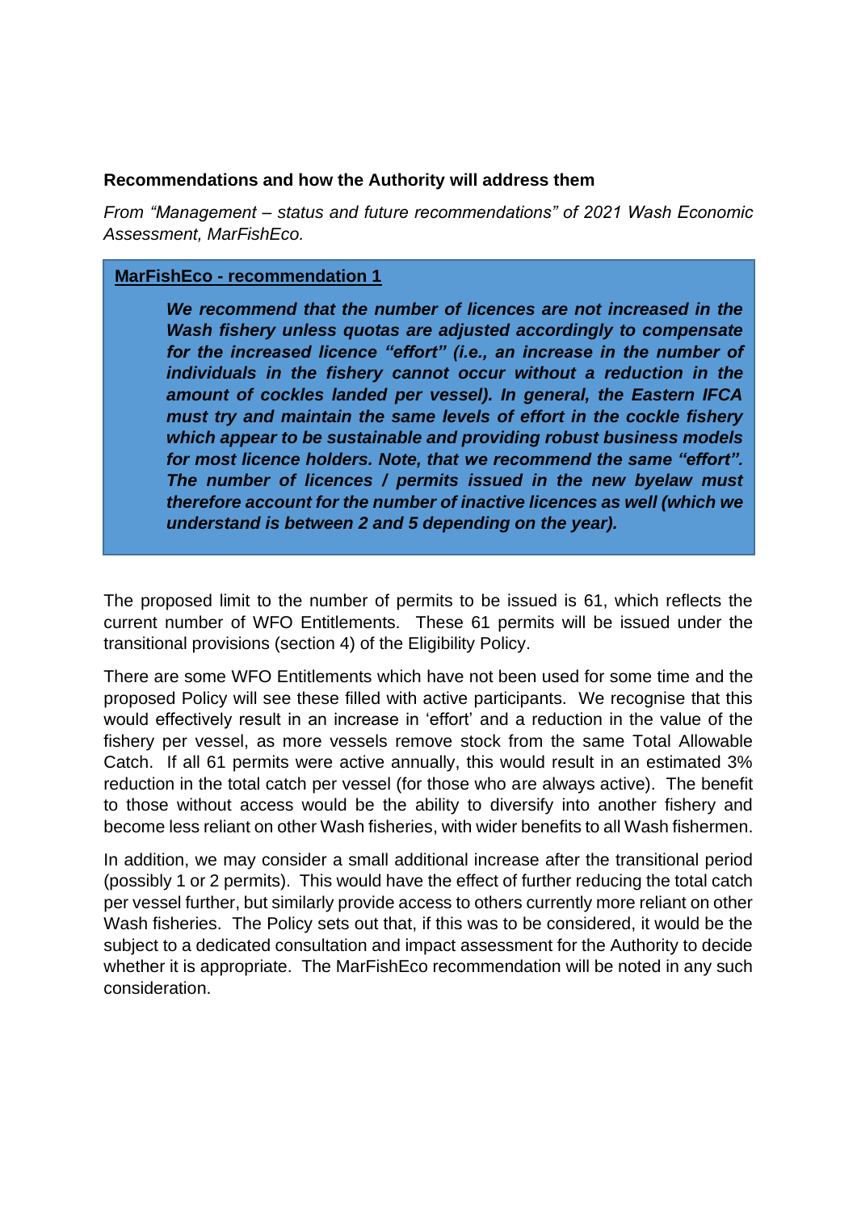**Recommendations and how the Authority will address them**

*From "Management – status and future recommendations" of 2021 Wash Economic Assessment, MarFishEco.*

> **MarFishEco - recommendation 1**
>
> ***We recommend that the number of licences are not increased in the Wash fishery unless quotas are adjusted accordingly to compensate for the increased licence "effort" (i.e., an increase in the number of individuals in the fishery cannot occur without a reduction in the amount of cockles landed per vessel). In general, the Eastern IFCA must try and maintain the same levels of effort in the cockle fishery which appear to be sustainable and providing robust business models for most licence holders. Note, that we recommend the same "effort". The number of licences / permits issued in the new byelaw must therefore account for the number of inactive licences as well (which we understand is between 2 and 5 depending on the year).***

The proposed limit to the number of permits to be issued is 61, which reflects the current number of WFO Entitlements. These 61 permits will be issued under the transitional provisions (section 4) of the Eligibility Policy.

There are some WFO Entitlements which have not been used for some time and the proposed Policy will see these filled with active participants. We recognise that this would effectively result in an increase in 'effort' and a reduction in the value of the fishery per vessel, as more vessels remove stock from the same Total Allowable Catch. If all 61 permits were active annually, this would result in an estimated 3% reduction in the total catch per vessel (for those who are always active). The benefit to those without access would be the ability to diversify into another fishery and become less reliant on other Wash fisheries, with wider benefits to all Wash fishermen.

In addition, we may consider a small additional increase after the transitional period (possibly 1 or 2 permits). This would have the effect of further reducing the total catch per vessel further, but similarly provide access to others currently more reliant on other Wash fisheries. The Policy sets out that, if this was to be considered, it would be the subject to a dedicated consultation and impact assessment for the Authority to decide whether it is appropriate. The MarFishEco recommendation will be noted in any such consideration.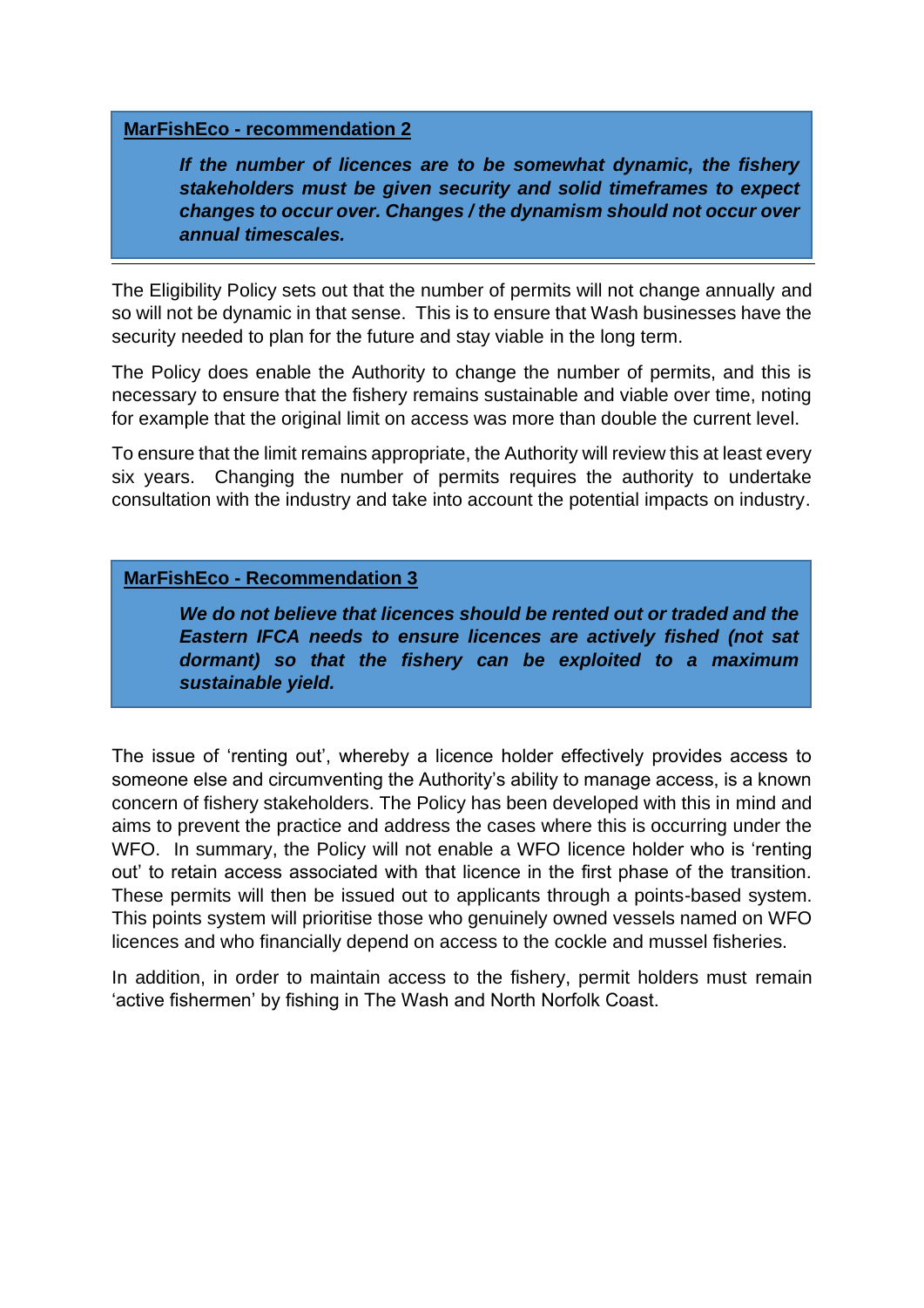**MarFishEco - recommendation 2**

> ***If the number of licences are to be somewhat dynamic, the fishery stakeholders must be given security and solid timeframes to expect changes to occur over. Changes / the dynamism should not occur over annual timescales.***

The Eligibility Policy sets out that the number of permits will not change annually and so will not be dynamic in that sense. This is to ensure that Wash businesses have the security needed to plan for the future and stay viable in the long term.

The Policy does enable the Authority to change the number of permits, and this is necessary to ensure that the fishery remains sustainable and viable over time, noting for example that the original limit on access was more than double the current level.

To ensure that the limit remains appropriate, the Authority will review this at least every six years. Changing the number of permits requires the authority to undertake consultation with the industry and take into account the potential impacts on industry.

**MarFishEco - Recommendation 3**

> ***We do not believe that licences should be rented out or traded and the Eastern IFCA needs to ensure licences are actively fished (not sat dormant) so that the fishery can be exploited to a maximum sustainable yield.***

The issue of 'renting out', whereby a licence holder effectively provides access to someone else and circumventing the Authority's ability to manage access, is a known concern of fishery stakeholders. The Policy has been developed with this in mind and aims to prevent the practice and address the cases where this is occurring under the WFO. In summary, the Policy will not enable a WFO licence holder who is 'renting out' to retain access associated with that licence in the first phase of the transition. These permits will then be issued out to applicants through a points-based system. This points system will prioritise those who genuinely owned vessels named on WFO licences and who financially depend on access to the cockle and mussel fisheries.

In addition, in order to maintain access to the fishery, permit holders must remain 'active fishermen' by fishing in The Wash and North Norfolk Coast.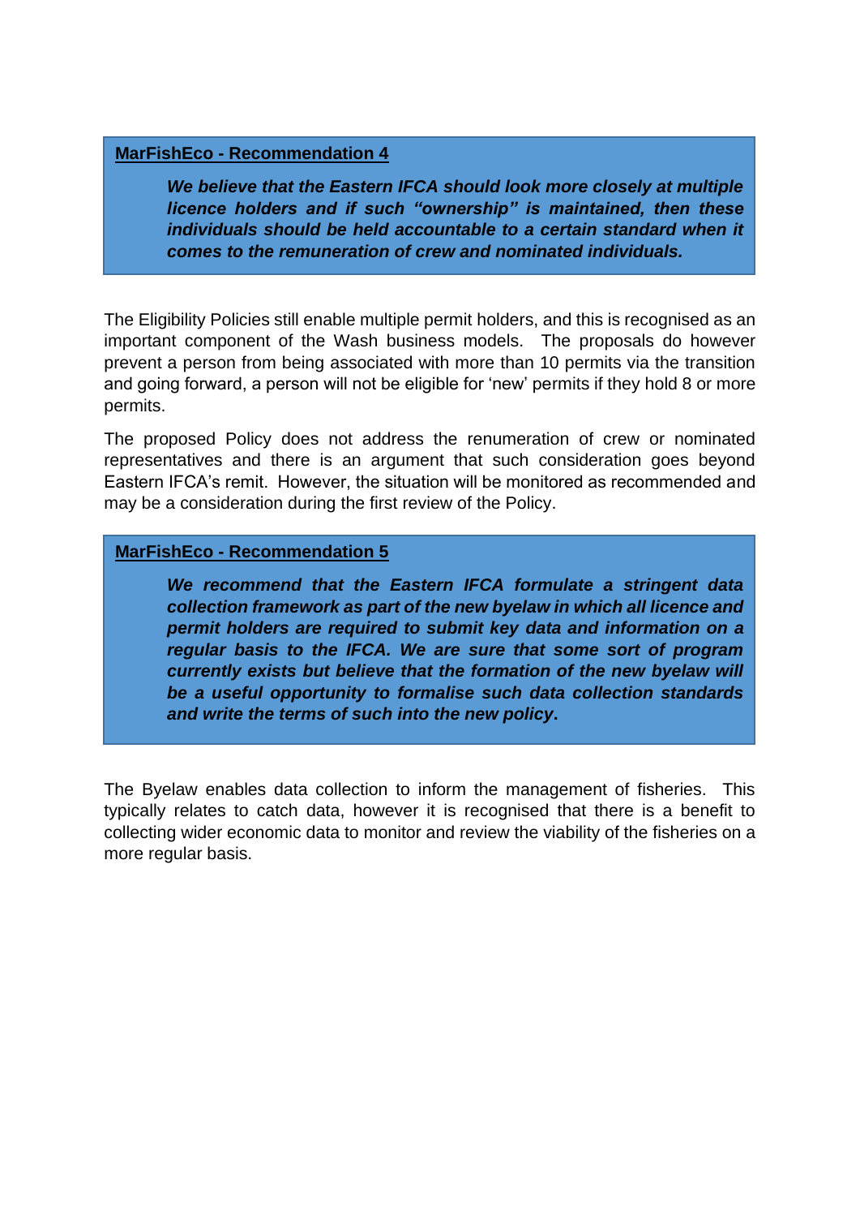**<u>MarFishEco - Recommendation 4</u>**

> ***We believe that the Eastern IFCA should look more closely at multiple licence holders and if such "ownership" is maintained, then these individuals should be held accountable to a certain standard when it comes to the remuneration of crew and nominated individuals.***

The Eligibility Policies still enable multiple permit holders, and this is recognised as an important component of the Wash business models. The proposals do however prevent a person from being associated with more than 10 permits via the transition and going forward, a person will not be eligible for 'new' permits if they hold 8 or more permits.

The proposed Policy does not address the renumeration of crew or nominated representatives and there is an argument that such consideration goes beyond Eastern IFCA's remit. However, the situation will be monitored as recommended and may be a consideration during the first review of the Policy.

**<u>MarFishEco - Recommendation 5</u>**

> ***We recommend that the Eastern IFCA formulate a stringent data collection framework as part of the new byelaw in which all licence and permit holders are required to submit key data and information on a regular basis to the IFCA. We are sure that some sort of program currently exists but believe that the formation of the new byelaw will be a useful opportunity to formalise such data collection standards and write the terms of such into the new policy.***

The Byelaw enables data collection to inform the management of fisheries. This typically relates to catch data, however it is recognised that there is a benefit to collecting wider economic data to monitor and review the viability of the fisheries on a more regular basis.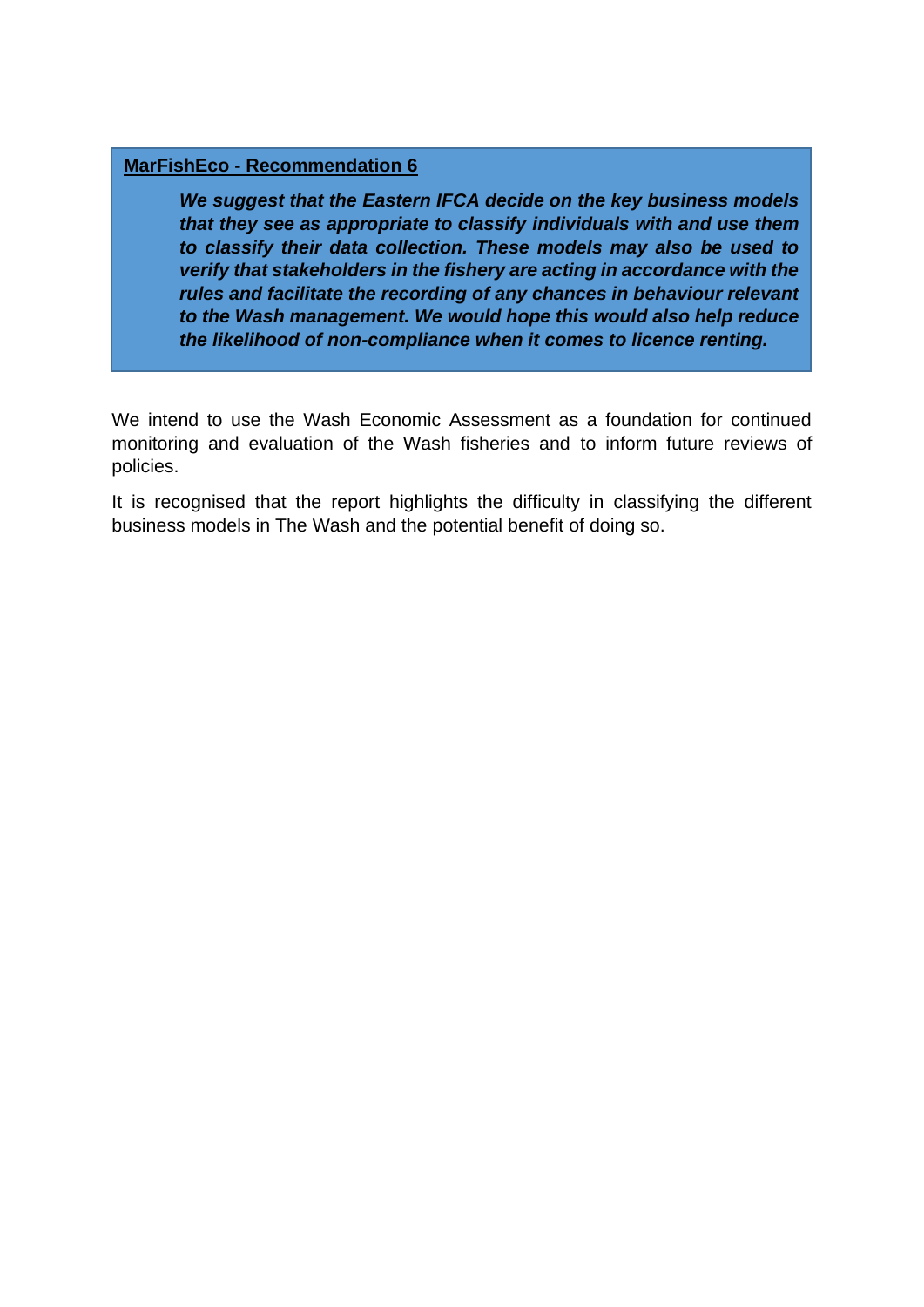**<u>MarFishEco - Recommendation 6</u>**

> ***We suggest that the Eastern IFCA decide on the key business models that they see as appropriate to classify individuals with and use them to classify their data collection. These models may also be used to verify that stakeholders in the fishery are acting in accordance with the rules and facilitate the recording of any chances in behaviour relevant to the Wash management. We would hope this would also help reduce the likelihood of non-compliance when it comes to licence renting.***

We intend to use the Wash Economic Assessment as a foundation for continued monitoring and evaluation of the Wash fisheries and to inform future reviews of policies.

It is recognised that the report highlights the difficulty in classifying the different business models in The Wash and the potential benefit of doing so.